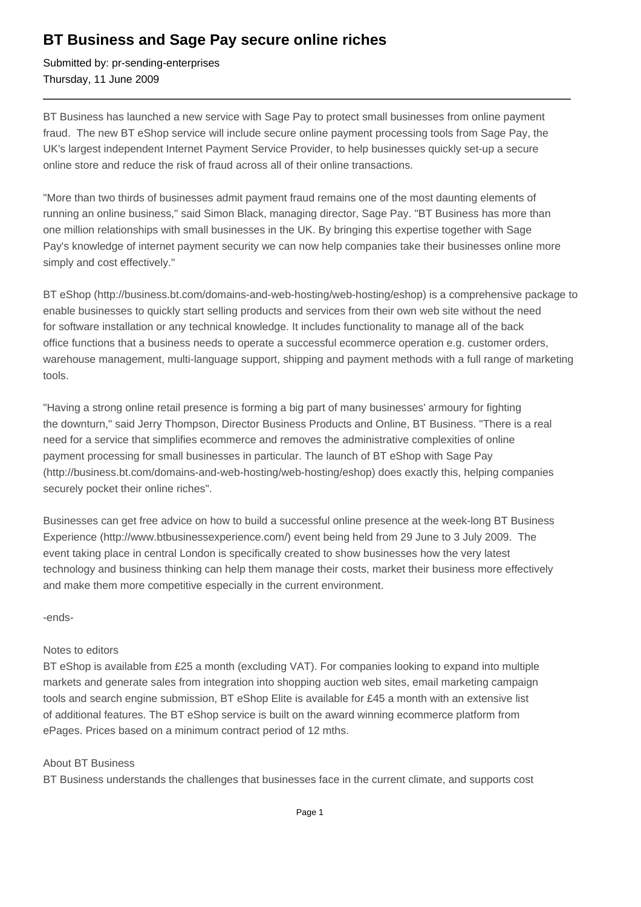# BT Business and Sage Pay secure online riches

Submitted by: pr-sending-enterprises
Thursday, 11 June 2009

---

BT Business has launched a new service with Sage Pay to protect small businesses from online payment fraud. The new BT eShop service will include secure online payment processing tools from Sage Pay, the UK's largest independent Internet Payment Service Provider, to help businesses quickly set-up a secure online store and reduce the risk of fraud across all of their online transactions.

"More than two thirds of businesses admit payment fraud remains one of the most daunting elements of running an online business," said Simon Black, managing director, Sage Pay. "BT Business has more than one million relationships with small businesses in the UK. By bringing this expertise together with Sage Pay's knowledge of internet payment security we can now help companies take their businesses online more simply and cost effectively."

BT eShop (http://business.bt.com/domains-and-web-hosting/web-hosting/eshop) is a comprehensive package to enable businesses to quickly start selling products and services from their own web site without the need for software installation or any technical knowledge. It includes functionality to manage all of the back office functions that a business needs to operate a successful ecommerce operation e.g. customer orders, warehouse management, multi-language support, shipping and payment methods with a full range of marketing tools.

"Having a strong online retail presence is forming a big part of many businesses' armoury for fighting the downturn," said Jerry Thompson, Director Business Products and Online, BT Business. "There is a real need for a service that simplifies ecommerce and removes the administrative complexities of online payment processing for small businesses in particular. The launch of BT eShop with Sage Pay (http://business.bt.com/domains-and-web-hosting/web-hosting/eshop) does exactly this, helping companies securely pocket their online riches".

Businesses can get free advice on how to build a successful online presence at the week-long BT Business Experience (http://www.btbusinessexperience.com/) event being held from 29 June to 3 July 2009. The event taking place in central London is specifically created to show businesses how the very latest technology and business thinking can help them manage their costs, market their business more effectively and make them more competitive especially in the current environment.

-ends-

Notes to editors
BT eShop is available from £25 a month (excluding VAT). For companies looking to expand into multiple markets and generate sales from integration into shopping auction web sites, email marketing campaign tools and search engine submission, BT eShop Elite is available for £45 a month with an extensive list of additional features. The BT eShop service is built on the award winning ecommerce platform from ePages. Prices based on a minimum contract period of 12 mths.

About BT Business
BT Business understands the challenges that businesses face in the current climate, and supports cost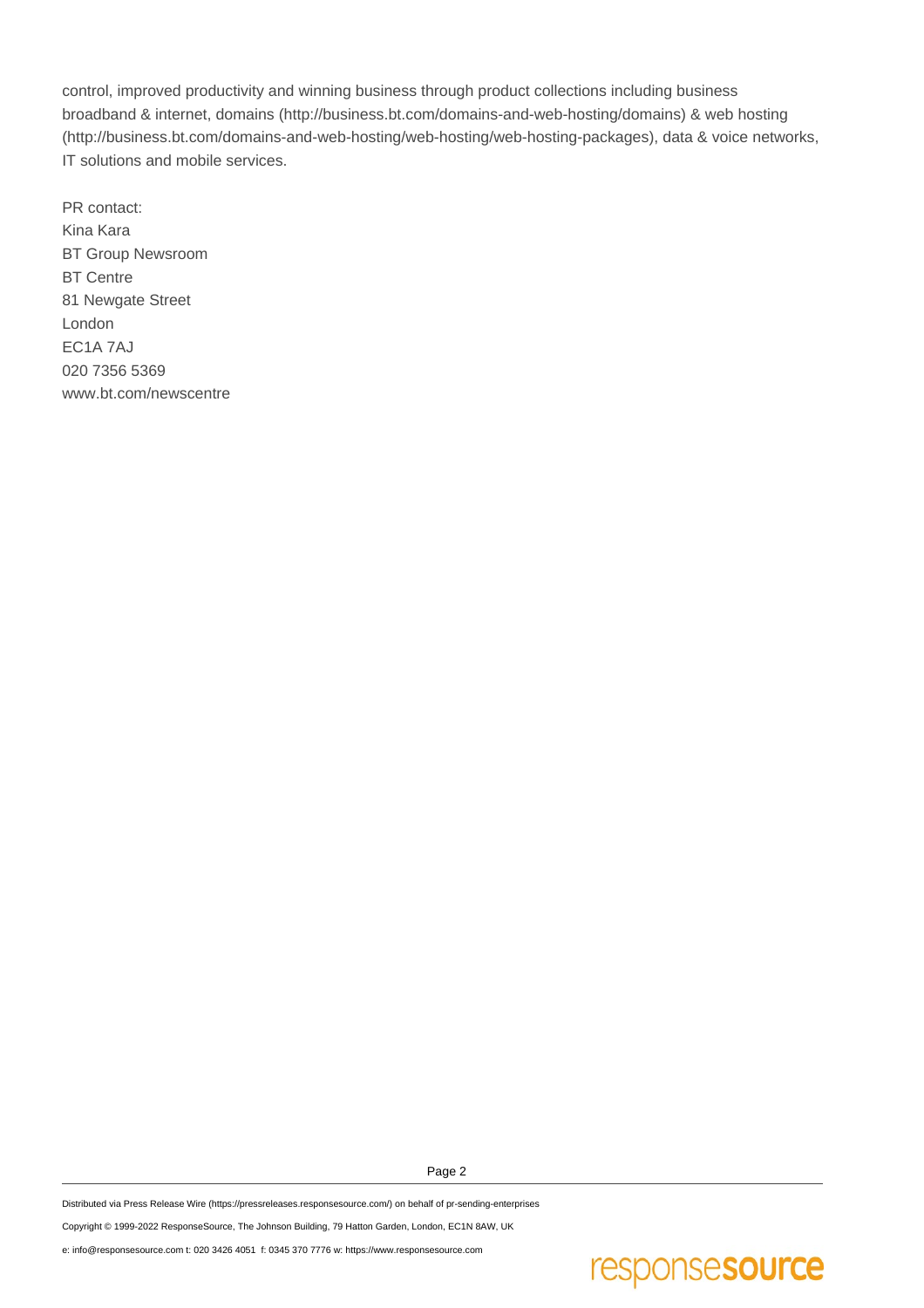control, improved productivity and winning business through product collections including business broadband & internet, domains (http://business.bt.com/domains-and-web-hosting/domains) & web hosting (http://business.bt.com/domains-and-web-hosting/web-hosting/web-hosting-packages), data & voice networks, IT solutions and mobile services.

PR contact:
Kina Kara
BT Group Newsroom
BT Centre
81 Newgate Street
London
EC1A 7AJ
020 7356 5369
www.bt.com/newscentre

Distributed via Press Release Wire (https://pressreleases.responsesource.com/) on behalf of pr-sending-enterprises

Copyright © 1999-2022 ResponseSource, The Johnson Building, 79 Hatton Garden, London, EC1N 8AW, UK

e: info@responsesource.com t: 020 3426 4051 f: 0345 370 7776 w: https://www.responsesource.com

responsesource